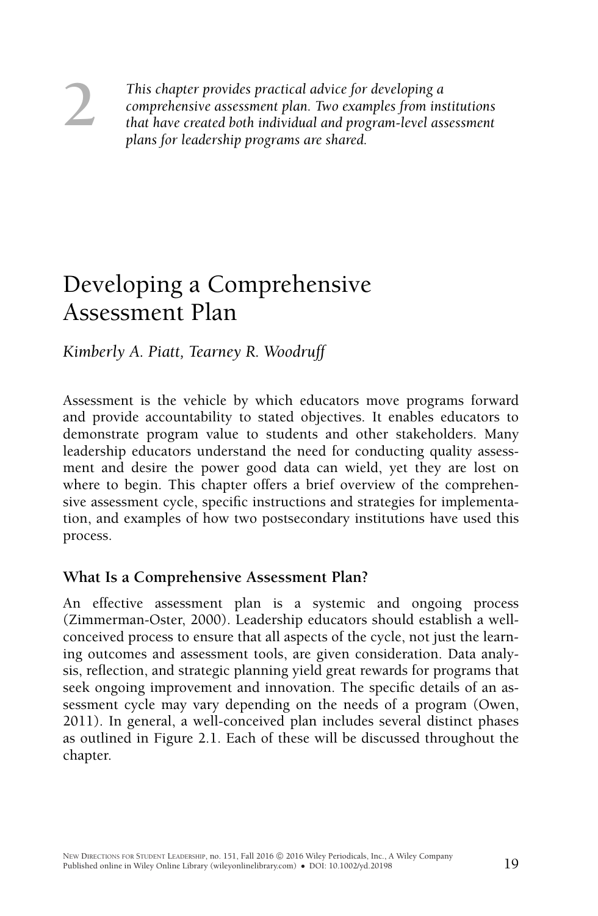2

*This chapter provides practical advice for developing a comprehensive assessment plan. Two examples from institutions that have created both individual and program-level assessment plans for leadership programs are shared.*

# Developing a Comprehensive Assessment Plan

*Kimberly A. Piatt, Tearney R. Woodruff*

Assessment is the vehicle by which educators move programs forward and provide accountability to stated objectives. It enables educators to demonstrate program value to students and other stakeholders. Many leadership educators understand the need for conducting quality assessment and desire the power good data can wield, yet they are lost on where to begin. This chapter offers a brief overview of the comprehensive assessment cycle, specific instructions and strategies for implementation, and examples of how two postsecondary institutions have used this process.

## What Is a Comprehensive Assessment Plan?

An effective assessment plan is a systemic and ongoing process (Zimmerman-Oster, 2000). Leadership educators should establish a well-conceived process to ensure that all aspects of the cycle, not just the learning outcomes and assessment tools, are given consideration. Data analysis, reflection, and strategic planning yield great rewards for programs that seek ongoing improvement and innovation. The specific details of an assessment cycle may vary depending on the needs of a program (Owen, 2011). In general, a well-conceived plan includes several distinct phases as outlined in Figure 2.1. Each of these will be discussed throughout the chapter.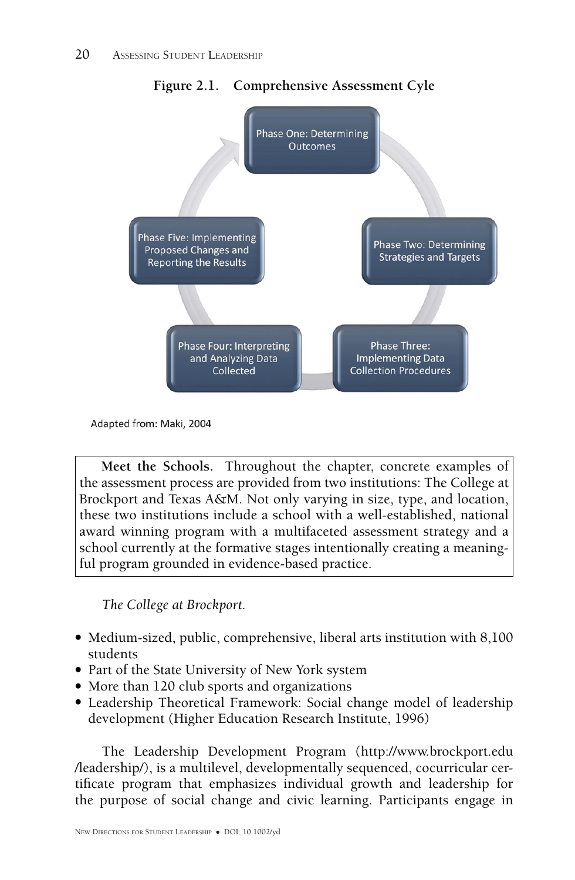**Figure 2.1. Comprehensive Assessment Cyle**

Phase One: Determining Outcomes

Phase Two: Determining Strategies and Targets

Phase Three: Implementing Data Collection Procedures

Phase Four: Interpreting and Analyzing Data Collected

Phase Five: Implementing Proposed Changes and Reporting the Results

Adapted from: Maki, 2004

> **Meet the Schools.** Throughout the chapter, concrete examples of the assessment process are provided from two institutions: The College at Brockport and Texas A&M. Not only varying in size, type, and location, these two institutions include a school with a well-established, national award winning program with a multifaceted assessment strategy and a school currently at the formative stages intentionally creating a meaningful program grounded in evidence-based practice.

*The College at Brockport.*

- Medium-sized, public, comprehensive, liberal arts institution with 8,100 students
- Part of the State University of New York system
- More than 120 club sports and organizations
- Leadership Theoretical Framework: Social change model of leadership development (Higher Education Research Institute, 1996)

The Leadership Development Program (http://www.brockport.edu/leadership/), is a multilevel, developmentally sequenced, cocurricular certificate program that emphasizes individual growth and leadership for the purpose of social change and civic learning. Participants engage in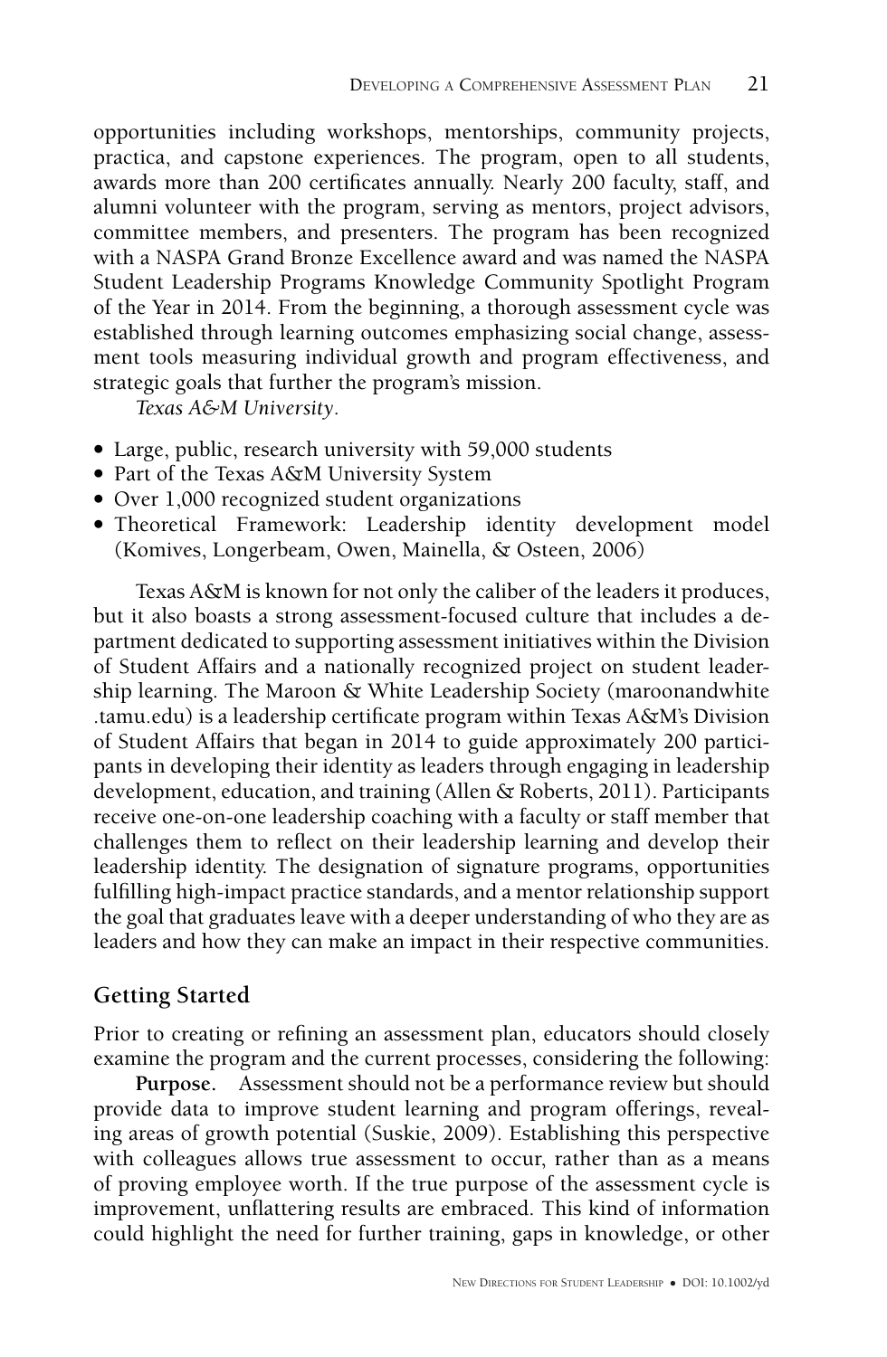opportunities including workshops, mentorships, community projects, practica, and capstone experiences. The program, open to all students, awards more than 200 certificates annually. Nearly 200 faculty, staff, and alumni volunteer with the program, serving as mentors, project advisors, committee members, and presenters. The program has been recognized with a NASPA Grand Bronze Excellence award and was named the NASPA Student Leadership Programs Knowledge Community Spotlight Program of the Year in 2014. From the beginning, a thorough assessment cycle was established through learning outcomes emphasizing social change, assessment tools measuring individual growth and program effectiveness, and strategic goals that further the program's mission.

*Texas A&M University*.

- Large, public, research university with 59,000 students
- Part of the Texas A&M University System
- Over 1,000 recognized student organizations
- Theoretical Framework: Leadership identity development model (Komives, Longerbeam, Owen, Mainella, & Osteen, 2006)

Texas A&M is known for not only the caliber of the leaders it produces, but it also boasts a strong assessment-focused culture that includes a department dedicated to supporting assessment initiatives within the Division of Student Affairs and a nationally recognized project on student leadership learning. The Maroon & White Leadership Society (maroonandwhite.tamu.edu) is a leadership certificate program within Texas A&M's Division of Student Affairs that began in 2014 to guide approximately 200 participants in developing their identity as leaders through engaging in leadership development, education, and training (Allen & Roberts, 2011). Participants receive one-on-one leadership coaching with a faculty or staff member that challenges them to reflect on their leadership learning and develop their leadership identity. The designation of signature programs, opportunities fulfilling high-impact practice standards, and a mentor relationship support the goal that graduates leave with a deeper understanding of who they are as leaders and how they can make an impact in their respective communities.

## Getting Started

Prior to creating or refining an assessment plan, educators should closely examine the program and the current processes, considering the following:

**Purpose.** Assessment should not be a performance review but should provide data to improve student learning and program offerings, revealing areas of growth potential (Suskie, 2009). Establishing this perspective with colleagues allows true assessment to occur, rather than as a means of proving employee worth. If the true purpose of the assessment cycle is improvement, unflattering results are embraced. This kind of information could highlight the need for further training, gaps in knowledge, or other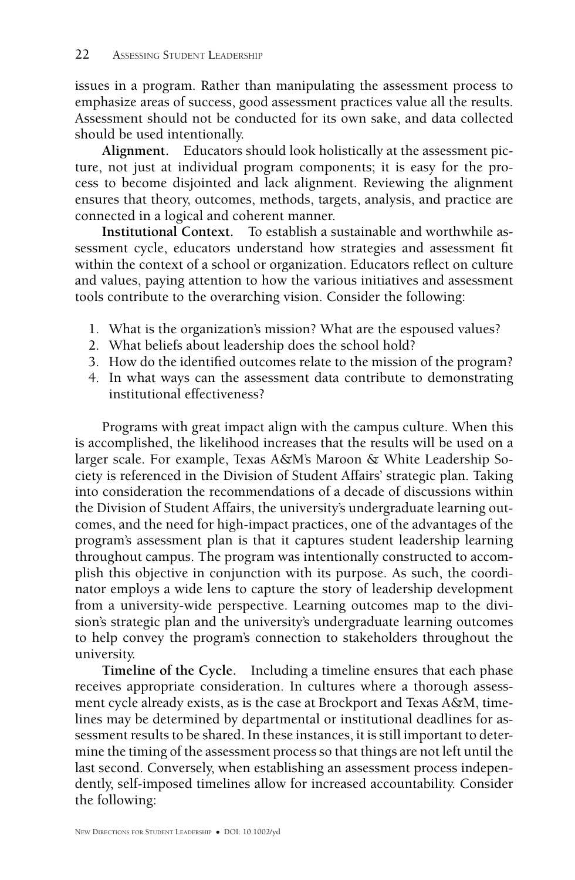issues in a program. Rather than manipulating the assessment process to emphasize areas of success, good assessment practices value all the results. Assessment should not be conducted for its own sake, and data collected should be used intentionally.

**Alignment.** Educators should look holistically at the assessment picture, not just at individual program components; it is easy for the process to become disjointed and lack alignment. Reviewing the alignment ensures that theory, outcomes, methods, targets, analysis, and practice are connected in a logical and coherent manner.

**Institutional Context.** To establish a sustainable and worthwhile assessment cycle, educators understand how strategies and assessment fit within the context of a school or organization. Educators reflect on culture and values, paying attention to how the various initiatives and assessment tools contribute to the overarching vision. Consider the following:

1. What is the organization's mission? What are the espoused values?
2. What beliefs about leadership does the school hold?
3. How do the identified outcomes relate to the mission of the program?
4. In what ways can the assessment data contribute to demonstrating institutional effectiveness?

Programs with great impact align with the campus culture. When this is accomplished, the likelihood increases that the results will be used on a larger scale. For example, Texas A&M's Maroon & White Leadership Society is referenced in the Division of Student Affairs' strategic plan. Taking into consideration the recommendations of a decade of discussions within the Division of Student Affairs, the university's undergraduate learning outcomes, and the need for high-impact practices, one of the advantages of the program's assessment plan is that it captures student leadership learning throughout campus. The program was intentionally constructed to accomplish this objective in conjunction with its purpose. As such, the coordinator employs a wide lens to capture the story of leadership development from a university-wide perspective. Learning outcomes map to the division's strategic plan and the university's undergraduate learning outcomes to help convey the program's connection to stakeholders throughout the university.

**Timeline of the Cycle.** Including a timeline ensures that each phase receives appropriate consideration. In cultures where a thorough assessment cycle already exists, as is the case at Brockport and Texas A&M, timelines may be determined by departmental or institutional deadlines for assessment results to be shared. In these instances, it is still important to determine the timing of the assessment process so that things are not left until the last second. Conversely, when establishing an assessment process independently, self-imposed timelines allow for increased accountability. Consider the following: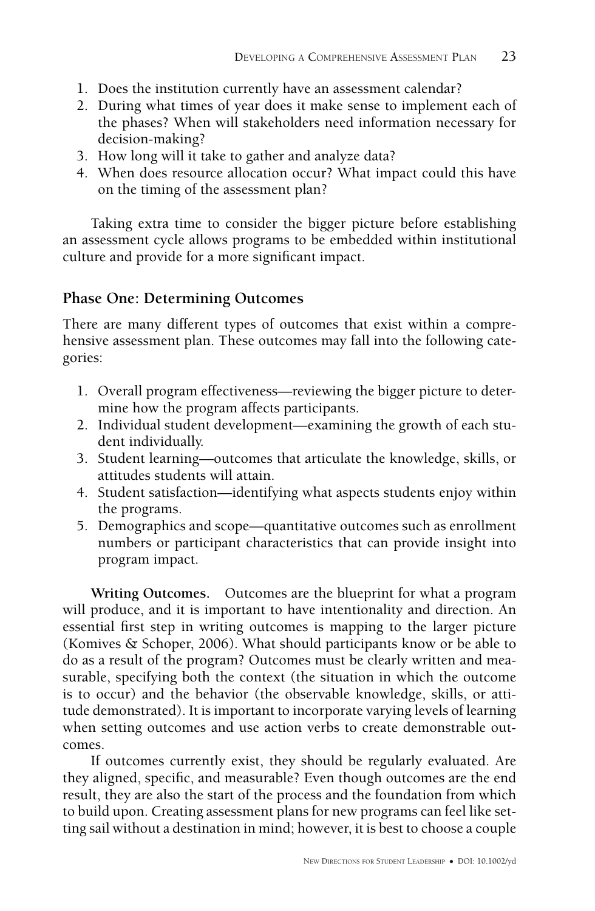1. Does the institution currently have an assessment calendar?
2. During what times of year does it make sense to implement each of the phases? When will stakeholders need information necessary for decision-making?
3. How long will it take to gather and analyze data?
4. When does resource allocation occur? What impact could this have on the timing of the assessment plan?

Taking extra time to consider the bigger picture before establishing an assessment cycle allows programs to be embedded within institutional culture and provide for a more significant impact.

## Phase One: Determining Outcomes

There are many different types of outcomes that exist within a comprehensive assessment plan. These outcomes may fall into the following categories:

1. Overall program effectiveness—reviewing the bigger picture to determine how the program affects participants.
2. Individual student development—examining the growth of each student individually.
3. Student learning—outcomes that articulate the knowledge, skills, or attitudes students will attain.
4. Student satisfaction—identifying what aspects students enjoy within the programs.
5. Demographics and scope—quantitative outcomes such as enrollment numbers or participant characteristics that can provide insight into program impact.

**Writing Outcomes.** Outcomes are the blueprint for what a program will produce, and it is important to have intentionality and direction. An essential first step in writing outcomes is mapping to the larger picture (Komives & Schoper, 2006). What should participants know or be able to do as a result of the program? Outcomes must be clearly written and measurable, specifying both the context (the situation in which the outcome is to occur) and the behavior (the observable knowledge, skills, or attitude demonstrated). It is important to incorporate varying levels of learning when setting outcomes and use action verbs to create demonstrable outcomes.

If outcomes currently exist, they should be regularly evaluated. Are they aligned, specific, and measurable? Even though outcomes are the end result, they are also the start of the process and the foundation from which to build upon. Creating assessment plans for new programs can feel like setting sail without a destination in mind; however, it is best to choose a couple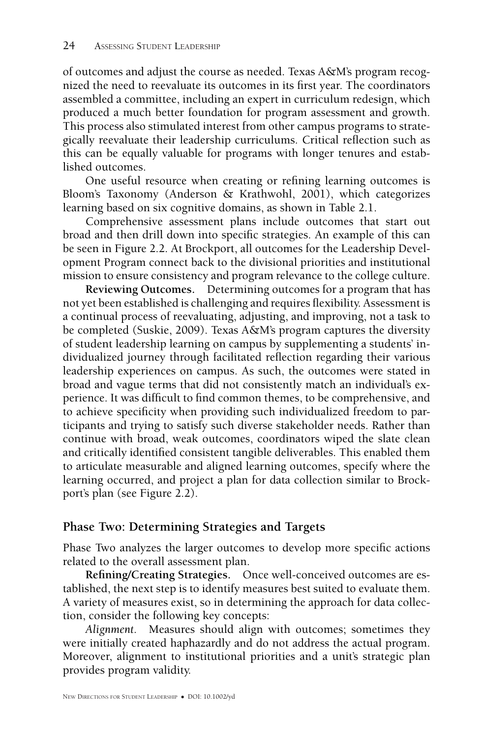of outcomes and adjust the course as needed. Texas A&M's program recognized the need to reevaluate its outcomes in its first year. The coordinators assembled a committee, including an expert in curriculum redesign, which produced a much better foundation for program assessment and growth. This process also stimulated interest from other campus programs to strategically reevaluate their leadership curriculums. Critical reflection such as this can be equally valuable for programs with longer tenures and established outcomes.

One useful resource when creating or refining learning outcomes is Bloom's Taxonomy (Anderson & Krathwohl, 2001), which categorizes learning based on six cognitive domains, as shown in Table 2.1.

Comprehensive assessment plans include outcomes that start out broad and then drill down into specific strategies. An example of this can be seen in Figure 2.2. At Brockport, all outcomes for the Leadership Development Program connect back to the divisional priorities and institutional mission to ensure consistency and program relevance to the college culture.

**Reviewing Outcomes.** Determining outcomes for a program that has not yet been established is challenging and requires flexibility. Assessment is a continual process of reevaluating, adjusting, and improving, not a task to be completed (Suskie, 2009). Texas A&M's program captures the diversity of student leadership learning on campus by supplementing a students' individualized journey through facilitated reflection regarding their various leadership experiences on campus. As such, the outcomes were stated in broad and vague terms that did not consistently match an individual's experience. It was difficult to find common themes, to be comprehensive, and to achieve specificity when providing such individualized freedom to participants and trying to satisfy such diverse stakeholder needs. Rather than continue with broad, weak outcomes, coordinators wiped the slate clean and critically identified consistent tangible deliverables. This enabled them to articulate measurable and aligned learning outcomes, specify where the learning occurred, and project a plan for data collection similar to Brockport's plan (see Figure 2.2).

## Phase Two: Determining Strategies and Targets

Phase Two analyzes the larger outcomes to develop more specific actions related to the overall assessment plan.

**Refining/Creating Strategies.** Once well-conceived outcomes are established, the next step is to identify measures best suited to evaluate them. A variety of measures exist, so in determining the approach for data collection, consider the following key concepts:

*Alignment.* Measures should align with outcomes; sometimes they were initially created haphazardly and do not address the actual program. Moreover, alignment to institutional priorities and a unit's strategic plan provides program validity.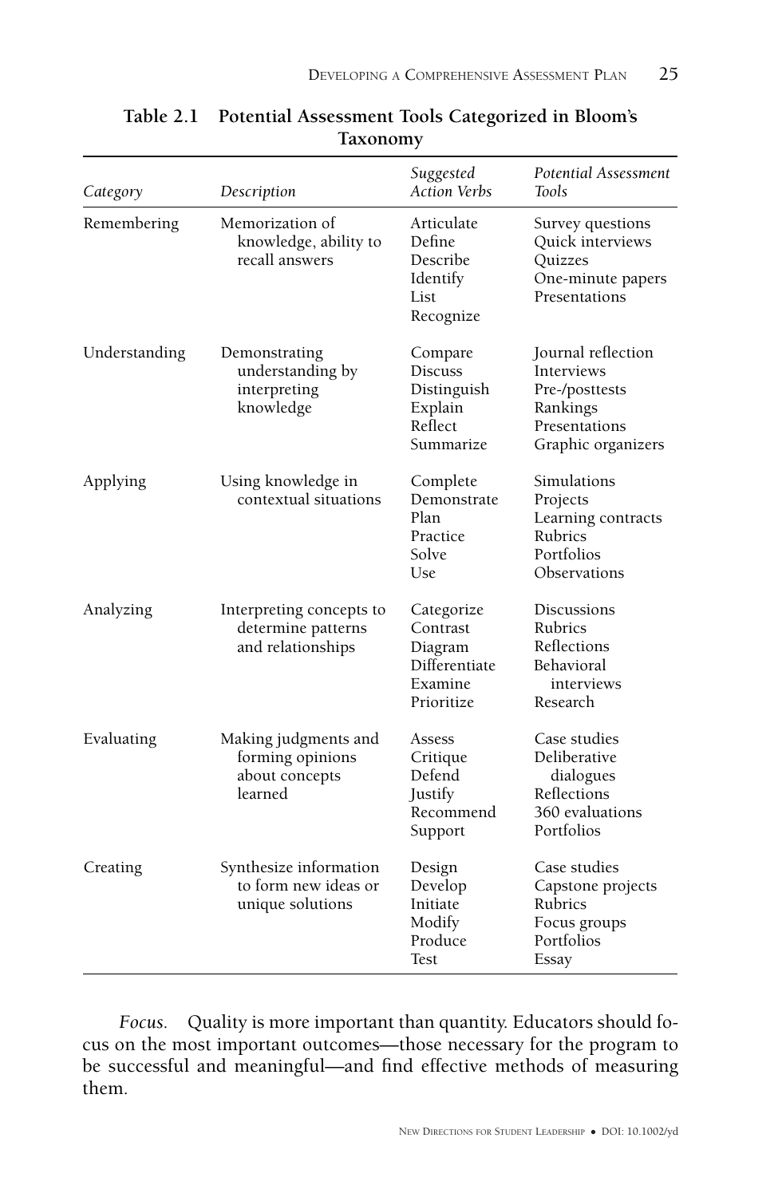**Table 2.1 Potential Assessment Tools Categorized in Bloom's Taxonomy**

| *Category* | *Description* | *Suggested Action Verbs* | *Potential Assessment Tools* |
|---|---|---|---|
| Remembering | Memorization of knowledge, ability to recall answers | Articulate<br>Define<br>Describe<br>Identify<br>List<br>Recognize | Survey questions<br>Quick interviews<br>Quizzes<br>One-minute papers<br>Presentations |
| Understanding | Demonstrating understanding by interpreting knowledge | Compare<br>Discuss<br>Distinguish<br>Explain<br>Reflect<br>Summarize | Journal reflection<br>Interviews<br>Pre-/posttests<br>Rankings<br>Presentations<br>Graphic organizers |
| Applying | Using knowledge in contextual situations | Complete<br>Demonstrate<br>Plan<br>Practice<br>Solve<br>Use | Simulations<br>Projects<br>Learning contracts<br>Rubrics<br>Portfolios<br>Observations |
| Analyzing | Interpreting concepts to determine patterns and relationships | Categorize<br>Contrast<br>Diagram<br>Differentiate<br>Examine<br>Prioritize | Discussions<br>Rubrics<br>Reflections<br>Behavioral interviews<br>Research |
| Evaluating | Making judgments and forming opinions about concepts learned | Assess<br>Critique<br>Defend<br>Justify<br>Recommend<br>Support | Case studies<br>Deliberative dialogues<br>Reflections<br>360 evaluations<br>Portfolios |
| Creating | Synthesize information to form new ideas or unique solutions | Design<br>Develop<br>Initiate<br>Modify<br>Produce<br>Test | Case studies<br>Capstone projects<br>Rubrics<br>Focus groups<br>Portfolios<br>Essay |

*Focus.* Quality is more important than quantity. Educators should focus on the most important outcomes—those necessary for the program to be successful and meaningful—and find effective methods of measuring them.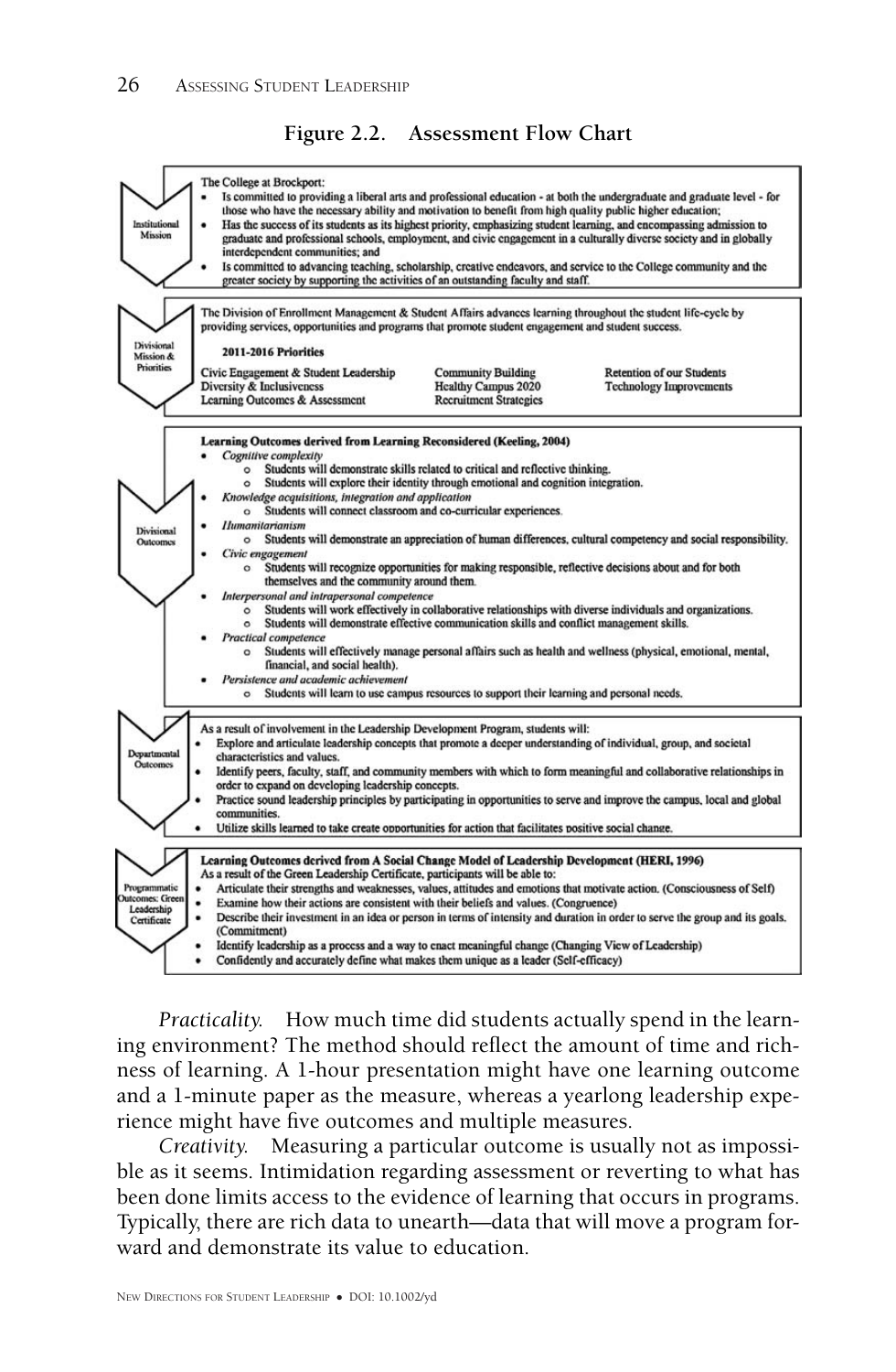**Figure 2.2. Assessment Flow Chart**

**Institutional Mission**

The College at Brockport:

- Is committed to providing a liberal arts and professional education - at both the undergraduate and graduate level - for those who have the necessary ability and motivation to benefit from high quality public higher education;
- Has the success of its students as its highest priority, emphasizing student learning, and encompassing admission to graduate and professional schools, employment, and civic engagement in a culturally diverse society and in globally interdependent communities; and
- Is committed to advancing teaching, scholarship, creative endeavors, and service to the College community and the greater society by supporting the activities of an outstanding faculty and staff.

**Divisional Mission & Priorities**

The Division of Enrollment Management & Student Affairs advances learning throughout the student life-cycle by providing services, opportunities and programs that promote student engagement and student success.

**2011-2016 Priorities**

| | | |
|---|---|---|
| Civic Engagement & Student Leadership | Community Building | Retention of our Students |
| Diversity & Inclusiveness | Healthy Campus 2020 | Technology Improvements |
| Learning Outcomes & Assessment | Recruitment Strategies | |

**Divisional Outcomes**

**Learning Outcomes derived from Learning Reconsidered (Keeling, 2004)**

- *Cognitive complexity*
  - Students will demonstrate skills related to critical and reflective thinking.
  - Students will explore their identity through emotional and cognition integration.
- *Knowledge acquisitions, integration and application*
  - Students will connect classroom and co-curricular experiences.
- *Humanitarianism*
  - Students will demonstrate an appreciation of human differences, cultural competency and social responsibility.
- *Civic engagement*
  - Students will recognize opportunities for making responsible, reflective decisions about and for both themselves and the community around them.
- *Interpersonal and intrapersonal competence*
  - Students will work effectively in collaborative relationships with diverse individuals and organizations.
  - Students will demonstrate effective communication skills and conflict management skills.
- *Practical competence*
  - Students will effectively manage personal affairs such as health and wellness (physical, emotional, mental, financial, and social health).
- *Persistence and academic achievement*
  - Students will learn to use campus resources to support their learning and personal needs.

**Departmental Outcomes**

As a result of involvement in the Leadership Development Program, students will:

- Explore and articulate leadership concepts that promote a deeper understanding of individual, group, and societal characteristics and values.
- Identify peers, faculty, staff, and community members with which to form meaningful and collaborative relationships in order to expand on developing leadership concepts.
- Practice sound leadership principles by participating in opportunities to serve and improve the campus, local and global communities.
- Utilize skills learned to take create opportunities for action that facilitates positive social change.

**Programmatic Outcomes: Green Leadership Certificate**

**Learning Outcomes derived from A Social Change Model of Leadership Development (HERI, 1996)**

As a result of the Green Leadership Certificate, participants will be able to:

- Articulate their strengths and weaknesses, values, attitudes and emotions that motivate action. (Consciousness of Self)
- Examine how their actions are consistent with their beliefs and values. (Congruence)
- Describe their investment in an idea or person in terms of intensity and duration in order to serve the group and its goals. (Commitment)
- Identify leadership as a process and a way to enact meaningful change (Changing View of Leadership)
- Confidently and accurately define what makes them unique as a leader (Self-efficacy)

*Practicality.* How much time did students actually spend in the learning environment? The method should reflect the amount of time and richness of learning. A 1-hour presentation might have one learning outcome and a 1-minute paper as the measure, whereas a yearlong leadership experience might have five outcomes and multiple measures.

*Creativity.* Measuring a particular outcome is usually not as impossible as it seems. Intimidation regarding assessment or reverting to what has been done limits access to the evidence of learning that occurs in programs. Typically, there are rich data to unearth—data that will move a program forward and demonstrate its value to education.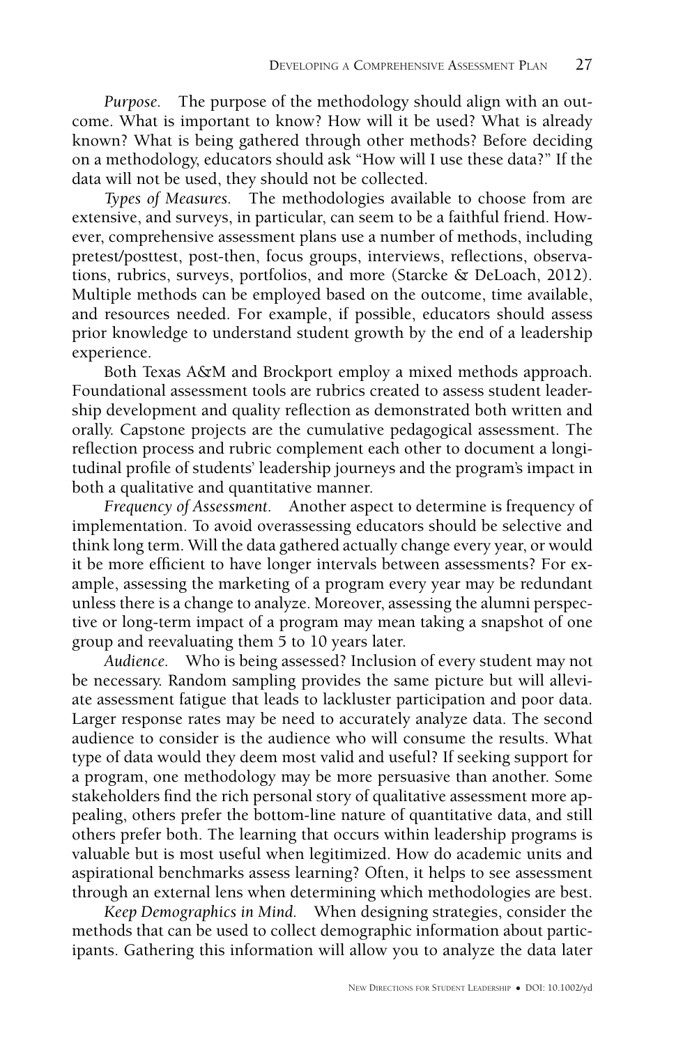*Purpose.* The purpose of the methodology should align with an outcome. What is important to know? How will it be used? What is already known? What is being gathered through other methods? Before deciding on a methodology, educators should ask "How will I use these data?" If the data will not be used, they should not be collected.

*Types of Measures.* The methodologies available to choose from are extensive, and surveys, in particular, can seem to be a faithful friend. However, comprehensive assessment plans use a number of methods, including pretest/posttest, post-then, focus groups, interviews, reflections, observations, rubrics, surveys, portfolios, and more (Starcke & DeLoach, 2012). Multiple methods can be employed based on the outcome, time available, and resources needed. For example, if possible, educators should assess prior knowledge to understand student growth by the end of a leadership experience.

Both Texas A&M and Brockport employ a mixed methods approach. Foundational assessment tools are rubrics created to assess student leadership development and quality reflection as demonstrated both written and orally. Capstone projects are the cumulative pedagogical assessment. The reflection process and rubric complement each other to document a longitudinal profile of students' leadership journeys and the program's impact in both a qualitative and quantitative manner.

*Frequency of Assessment.* Another aspect to determine is frequency of implementation. To avoid overassessing educators should be selective and think long term. Will the data gathered actually change every year, or would it be more efficient to have longer intervals between assessments? For example, assessing the marketing of a program every year may be redundant unless there is a change to analyze. Moreover, assessing the alumni perspective or long-term impact of a program may mean taking a snapshot of one group and reevaluating them 5 to 10 years later.

*Audience.* Who is being assessed? Inclusion of every student may not be necessary. Random sampling provides the same picture but will alleviate assessment fatigue that leads to lackluster participation and poor data. Larger response rates may be need to accurately analyze data. The second audience to consider is the audience who will consume the results. What type of data would they deem most valid and useful? If seeking support for a program, one methodology may be more persuasive than another. Some stakeholders find the rich personal story of qualitative assessment more appealing, others prefer the bottom-line nature of quantitative data, and still others prefer both. The learning that occurs within leadership programs is valuable but is most useful when legitimized. How do academic units and aspirational benchmarks assess learning? Often, it helps to see assessment through an external lens when determining which methodologies are best.

*Keep Demographics in Mind.* When designing strategies, consider the methods that can be used to collect demographic information about participants. Gathering this information will allow you to analyze the data later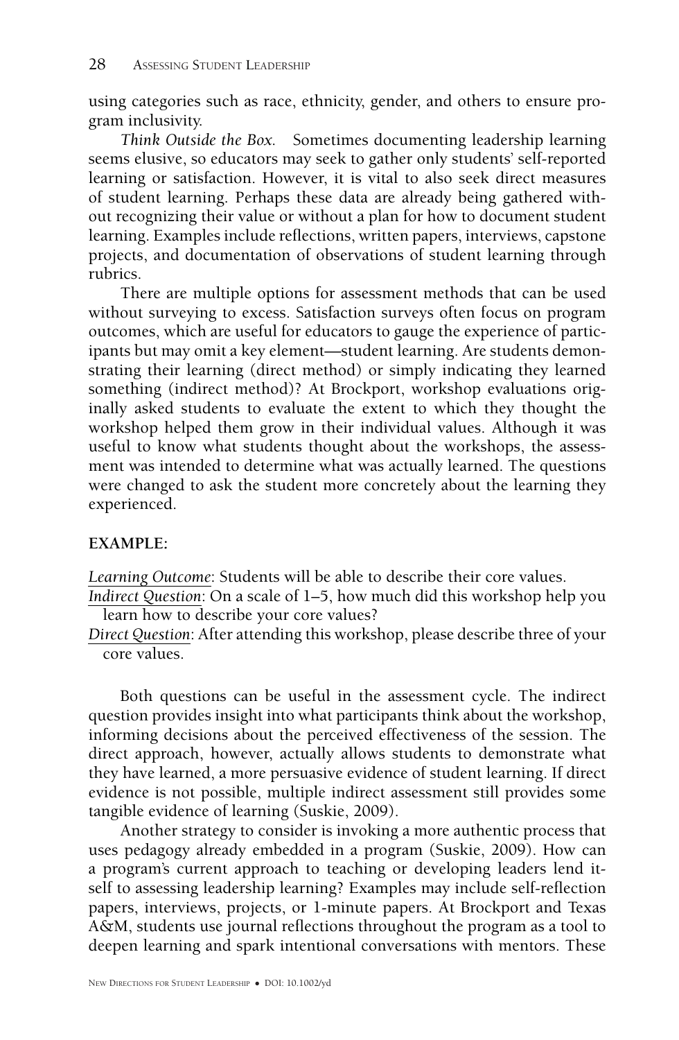using categories such as race, ethnicity, gender, and others to ensure program inclusivity.

*Think Outside the Box.* Sometimes documenting leadership learning seems elusive, so educators may seek to gather only students' self-reported learning or satisfaction. However, it is vital to also seek direct measures of student learning. Perhaps these data are already being gathered without recognizing their value or without a plan for how to document student learning. Examples include reflections, written papers, interviews, capstone projects, and documentation of observations of student learning through rubrics.

There are multiple options for assessment methods that can be used without surveying to excess. Satisfaction surveys often focus on program outcomes, which are useful for educators to gauge the experience of participants but may omit a key element—student learning. Are students demonstrating their learning (direct method) or simply indicating they learned something (indirect method)? At Brockport, workshop evaluations originally asked students to evaluate the extent to which they thought the workshop helped them grow in their individual values. Although it was useful to know what students thought about the workshops, the assessment was intended to determine what was actually learned. The questions were changed to ask the student more concretely about the learning they experienced.

**EXAMPLE:**

*Learning Outcome*: Students will be able to describe their core values.
*Indirect Question*: On a scale of 1–5, how much did this workshop help you learn how to describe your core values?
*Direct Question*: After attending this workshop, please describe three of your core values.

Both questions can be useful in the assessment cycle. The indirect question provides insight into what participants think about the workshop, informing decisions about the perceived effectiveness of the session. The direct approach, however, actually allows students to demonstrate what they have learned, a more persuasive evidence of student learning. If direct evidence is not possible, multiple indirect assessment still provides some tangible evidence of learning (Suskie, 2009).

Another strategy to consider is invoking a more authentic process that uses pedagogy already embedded in a program (Suskie, 2009). How can a program's current approach to teaching or developing leaders lend itself to assessing leadership learning? Examples may include self-reflection papers, interviews, projects, or 1-minute papers. At Brockport and Texas A&M, students use journal reflections throughout the program as a tool to deepen learning and spark intentional conversations with mentors. These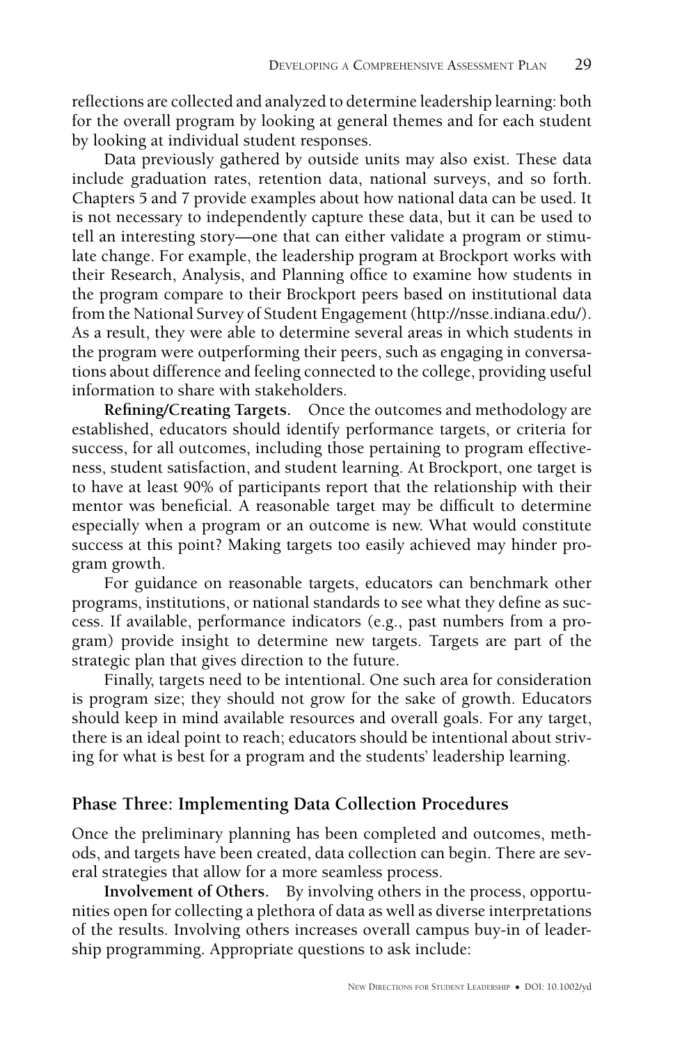reflections are collected and analyzed to determine leadership learning: both for the overall program by looking at general themes and for each student by looking at individual student responses.

Data previously gathered by outside units may also exist. These data include graduation rates, retention data, national surveys, and so forth. Chapters 5 and 7 provide examples about how national data can be used. It is not necessary to independently capture these data, but it can be used to tell an interesting story—one that can either validate a program or stimulate change. For example, the leadership program at Brockport works with their Research, Analysis, and Planning office to examine how students in the program compare to their Brockport peers based on institutional data from the National Survey of Student Engagement (http://nsse.indiana.edu/). As a result, they were able to determine several areas in which students in the program were outperforming their peers, such as engaging in conversations about difference and feeling connected to the college, providing useful information to share with stakeholders.

**Refining/Creating Targets.** Once the outcomes and methodology are established, educators should identify performance targets, or criteria for success, for all outcomes, including those pertaining to program effectiveness, student satisfaction, and student learning. At Brockport, one target is to have at least 90% of participants report that the relationship with their mentor was beneficial. A reasonable target may be difficult to determine especially when a program or an outcome is new. What would constitute success at this point? Making targets too easily achieved may hinder program growth.

For guidance on reasonable targets, educators can benchmark other programs, institutions, or national standards to see what they define as success. If available, performance indicators (e.g., past numbers from a program) provide insight to determine new targets. Targets are part of the strategic plan that gives direction to the future.

Finally, targets need to be intentional. One such area for consideration is program size; they should not grow for the sake of growth. Educators should keep in mind available resources and overall goals. For any target, there is an ideal point to reach; educators should be intentional about striving for what is best for a program and the students' leadership learning.

## Phase Three: Implementing Data Collection Procedures

Once the preliminary planning has been completed and outcomes, methods, and targets have been created, data collection can begin. There are several strategies that allow for a more seamless process.

**Involvement of Others.** By involving others in the process, opportunities open for collecting a plethora of data as well as diverse interpretations of the results. Involving others increases overall campus buy-in of leadership programming. Appropriate questions to ask include: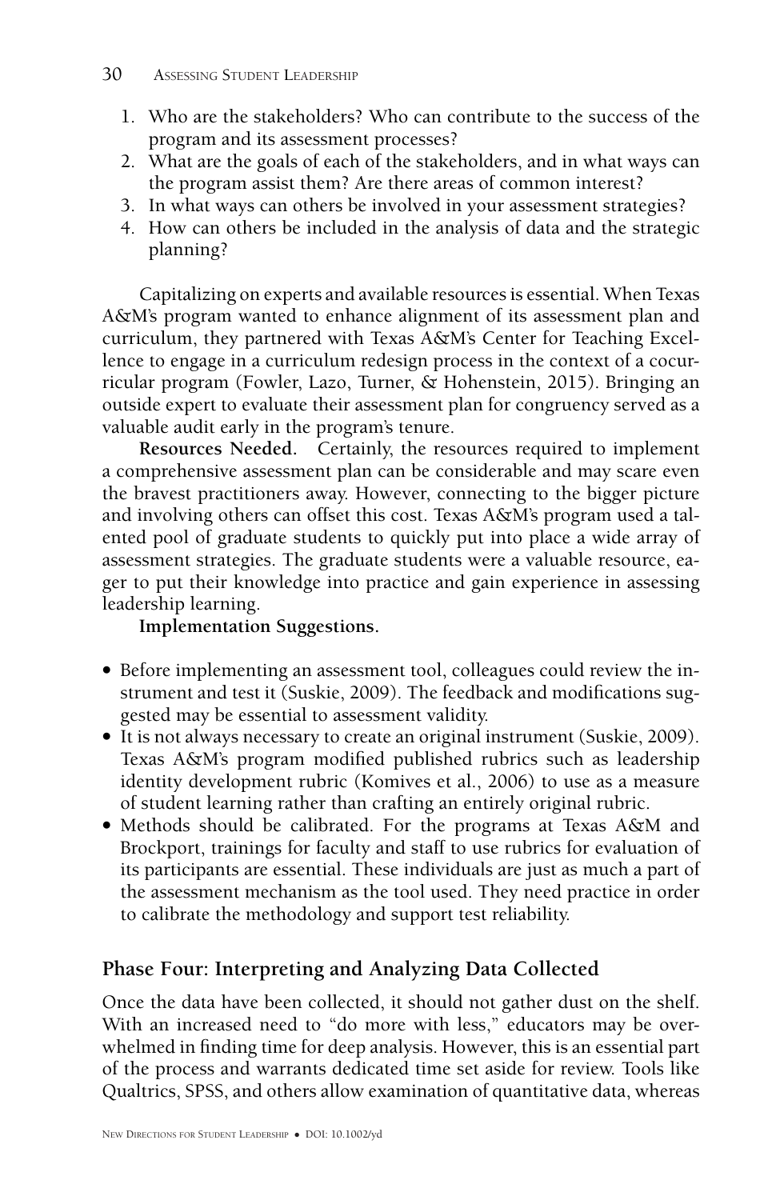1. Who are the stakeholders? Who can contribute to the success of the program and its assessment processes?
2. What are the goals of each of the stakeholders, and in what ways can the program assist them? Are there areas of common interest?
3. In what ways can others be involved in your assessment strategies?
4. How can others be included in the analysis of data and the strategic planning?

Capitalizing on experts and available resources is essential. When Texas A&M's program wanted to enhance alignment of its assessment plan and curriculum, they partnered with Texas A&M's Center for Teaching Excellence to engage in a curriculum redesign process in the context of a cocurricular program (Fowler, Lazo, Turner, & Hohenstein, 2015). Bringing an outside expert to evaluate their assessment plan for congruency served as a valuable audit early in the program's tenure.

**Resources Needed.** Certainly, the resources required to implement a comprehensive assessment plan can be considerable and may scare even the bravest practitioners away. However, connecting to the bigger picture and involving others can offset this cost. Texas A&M's program used a talented pool of graduate students to quickly put into place a wide array of assessment strategies. The graduate students were a valuable resource, eager to put their knowledge into practice and gain experience in assessing leadership learning.

**Implementation Suggestions.**

- Before implementing an assessment tool, colleagues could review the instrument and test it (Suskie, 2009). The feedback and modifications suggested may be essential to assessment validity.
- It is not always necessary to create an original instrument (Suskie, 2009). Texas A&M's program modified published rubrics such as leadership identity development rubric (Komives et al., 2006) to use as a measure of student learning rather than crafting an entirely original rubric.
- Methods should be calibrated. For the programs at Texas A&M and Brockport, trainings for faculty and staff to use rubrics for evaluation of its participants are essential. These individuals are just as much a part of the assessment mechanism as the tool used. They need practice in order to calibrate the methodology and support test reliability.

## Phase Four: Interpreting and Analyzing Data Collected

Once the data have been collected, it should not gather dust on the shelf. With an increased need to "do more with less," educators may be overwhelmed in finding time for deep analysis. However, this is an essential part of the process and warrants dedicated time set aside for review. Tools like Qualtrics, SPSS, and others allow examination of quantitative data, whereas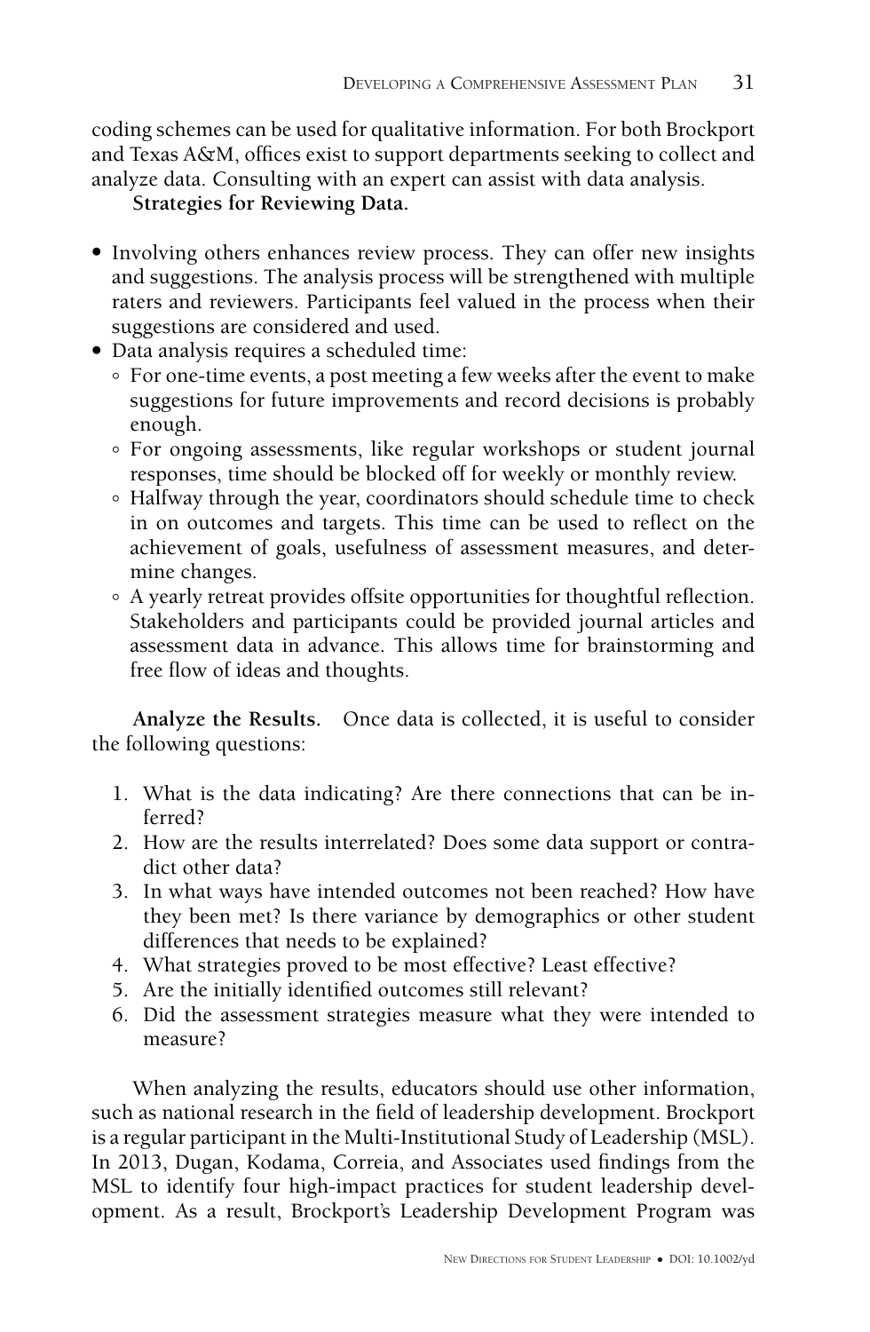coding schemes can be used for qualitative information. For both Brockport and Texas A&M, offices exist to support departments seeking to collect and analyze data. Consulting with an expert can assist with data analysis.

**Strategies for Reviewing Data.**

- Involving others enhances review process. They can offer new insights and suggestions. The analysis process will be strengthened with multiple raters and reviewers. Participants feel valued in the process when their suggestions are considered and used.
- Data analysis requires a scheduled time:
  - For one-time events, a post meeting a few weeks after the event to make suggestions for future improvements and record decisions is probably enough.
  - For ongoing assessments, like regular workshops or student journal responses, time should be blocked off for weekly or monthly review.
  - Halfway through the year, coordinators should schedule time to check in on outcomes and targets. This time can be used to reflect on the achievement of goals, usefulness of assessment measures, and determine changes.
  - A yearly retreat provides offsite opportunities for thoughtful reflection. Stakeholders and participants could be provided journal articles and assessment data in advance. This allows time for brainstorming and free flow of ideas and thoughts.

**Analyze the Results.** Once data is collected, it is useful to consider the following questions:

1. What is the data indicating? Are there connections that can be inferred?
2. How are the results interrelated? Does some data support or contradict other data?
3. In what ways have intended outcomes not been reached? How have they been met? Is there variance by demographics or other student differences that needs to be explained?
4. What strategies proved to be most effective? Least effective?
5. Are the initially identified outcomes still relevant?
6. Did the assessment strategies measure what they were intended to measure?

When analyzing the results, educators should use other information, such as national research in the field of leadership development. Brockport is a regular participant in the Multi-Institutional Study of Leadership (MSL). In 2013, Dugan, Kodama, Correia, and Associates used findings from the MSL to identify four high-impact practices for student leadership development. As a result, Brockport's Leadership Development Program was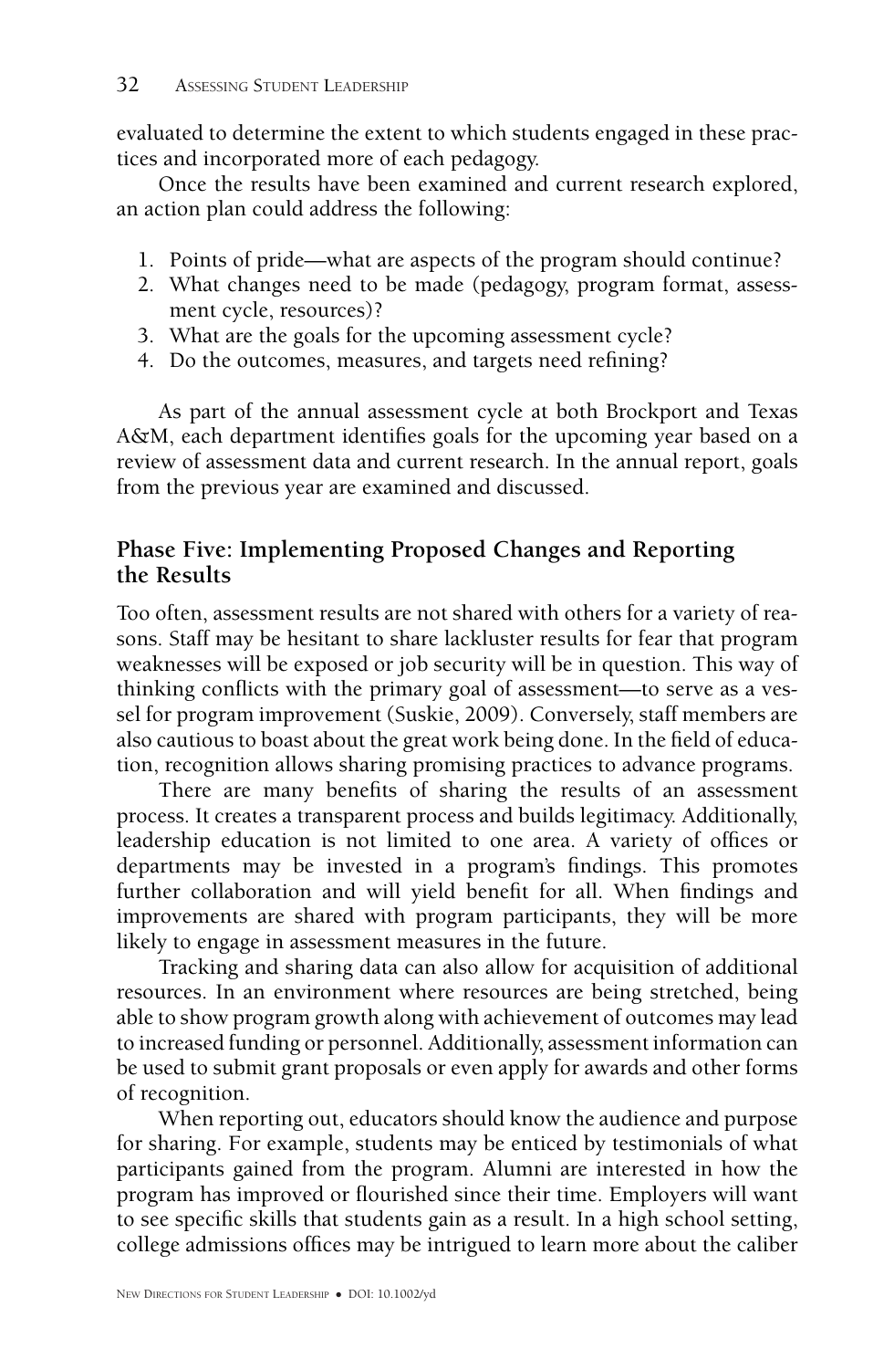evaluated to determine the extent to which students engaged in these practices and incorporated more of each pedagogy.

Once the results have been examined and current research explored, an action plan could address the following:

1. Points of pride—what are aspects of the program should continue?
2. What changes need to be made (pedagogy, program format, assessment cycle, resources)?
3. What are the goals for the upcoming assessment cycle?
4. Do the outcomes, measures, and targets need refining?

As part of the annual assessment cycle at both Brockport and Texas A&M, each department identifies goals for the upcoming year based on a review of assessment data and current research. In the annual report, goals from the previous year are examined and discussed.

## Phase Five: Implementing Proposed Changes and Reporting the Results

Too often, assessment results are not shared with others for a variety of reasons. Staff may be hesitant to share lackluster results for fear that program weaknesses will be exposed or job security will be in question. This way of thinking conflicts with the primary goal of assessment—to serve as a vessel for program improvement (Suskie, 2009). Conversely, staff members are also cautious to boast about the great work being done. In the field of education, recognition allows sharing promising practices to advance programs.

There are many benefits of sharing the results of an assessment process. It creates a transparent process and builds legitimacy. Additionally, leadership education is not limited to one area. A variety of offices or departments may be invested in a program's findings. This promotes further collaboration and will yield benefit for all. When findings and improvements are shared with program participants, they will be more likely to engage in assessment measures in the future.

Tracking and sharing data can also allow for acquisition of additional resources. In an environment where resources are being stretched, being able to show program growth along with achievement of outcomes may lead to increased funding or personnel. Additionally, assessment information can be used to submit grant proposals or even apply for awards and other forms of recognition.

When reporting out, educators should know the audience and purpose for sharing. For example, students may be enticed by testimonials of what participants gained from the program. Alumni are interested in how the program has improved or flourished since their time. Employers will want to see specific skills that students gain as a result. In a high school setting, college admissions offices may be intrigued to learn more about the caliber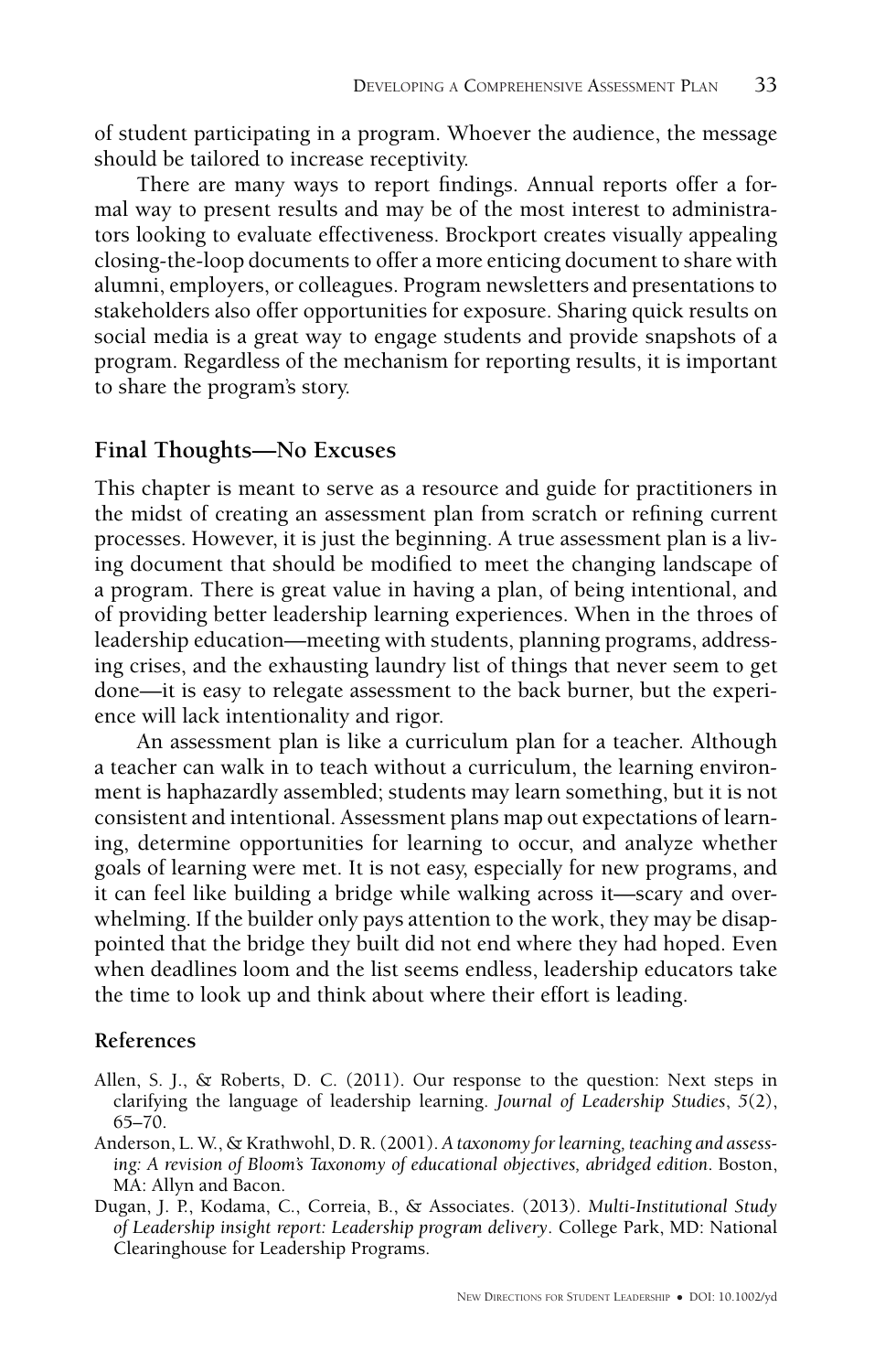of student participating in a program. Whoever the audience, the message should be tailored to increase receptivity.

There are many ways to report findings. Annual reports offer a formal way to present results and may be of the most interest to administrators looking to evaluate effectiveness. Brockport creates visually appealing closing-the-loop documents to offer a more enticing document to share with alumni, employers, or colleagues. Program newsletters and presentations to stakeholders also offer opportunities for exposure. Sharing quick results on social media is a great way to engage students and provide snapshots of a program. Regardless of the mechanism for reporting results, it is important to share the program's story.

## Final Thoughts—No Excuses

This chapter is meant to serve as a resource and guide for practitioners in the midst of creating an assessment plan from scratch or refining current processes. However, it is just the beginning. A true assessment plan is a living document that should be modified to meet the changing landscape of a program. There is great value in having a plan, of being intentional, and of providing better leadership learning experiences. When in the throes of leadership education—meeting with students, planning programs, addressing crises, and the exhausting laundry list of things that never seem to get done—it is easy to relegate assessment to the back burner, but the experience will lack intentionality and rigor.

An assessment plan is like a curriculum plan for a teacher. Although a teacher can walk in to teach without a curriculum, the learning environment is haphazardly assembled; students may learn something, but it is not consistent and intentional. Assessment plans map out expectations of learning, determine opportunities for learning to occur, and analyze whether goals of learning were met. It is not easy, especially for new programs, and it can feel like building a bridge while walking across it—scary and overwhelming. If the builder only pays attention to the work, they may be disappointed that the bridge they built did not end where they had hoped. Even when deadlines loom and the list seems endless, leadership educators take the time to look up and think about where their effort is leading.

### References

Allen, S. J., & Roberts, D. C. (2011). Our response to the question: Next steps in clarifying the language of leadership learning. *Journal of Leadership Studies*, *5*(2), 65–70.

Anderson, L. W., & Krathwohl, D. R. (2001). *A taxonomy for learning, teaching and assessing: A revision of Bloom's Taxonomy of educational objectives, abridged edition*. Boston, MA: Allyn and Bacon.

Dugan, J. P., Kodama, C., Correia, B., & Associates. (2013). *Multi-Institutional Study of Leadership insight report: Leadership program delivery*. College Park, MD: National Clearinghouse for Leadership Programs.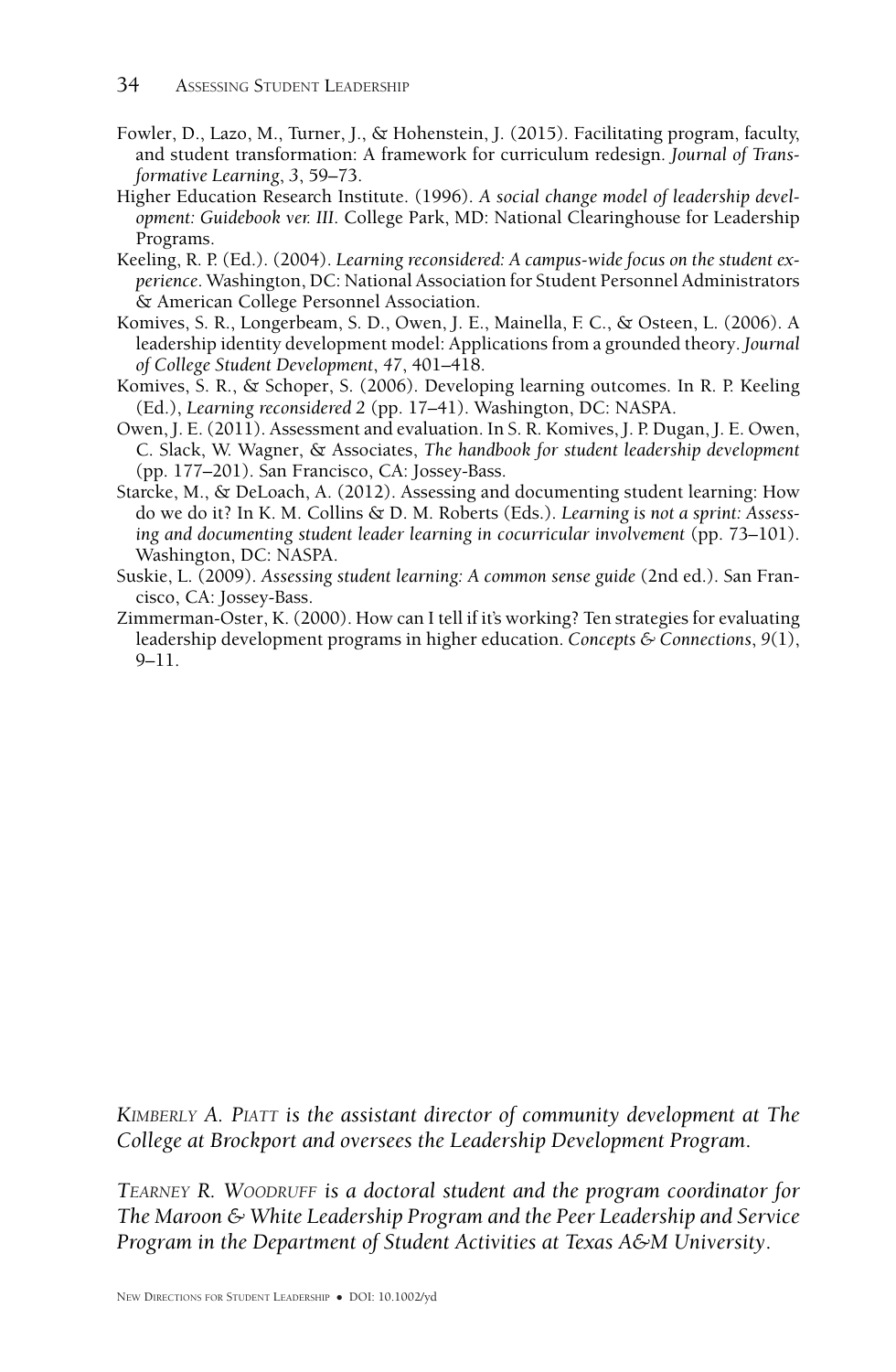Fowler, D., Lazo, M., Turner, J., & Hohenstein, J. (2015). Facilitating program, faculty, and student transformation: A framework for curriculum redesign. *Journal of Transformative Learning*, *3*, 59–73.

Higher Education Research Institute. (1996). *A social change model of leadership development: Guidebook ver. III*. College Park, MD: National Clearinghouse for Leadership Programs.

Keeling, R. P. (Ed.). (2004). *Learning reconsidered: A campus-wide focus on the student experience*. Washington, DC: National Association for Student Personnel Administrators & American College Personnel Association.

Komives, S. R., Longerbeam, S. D., Owen, J. E., Mainella, F. C., & Osteen, L. (2006). A leadership identity development model: Applications from a grounded theory. *Journal of College Student Development*, *47*, 401–418.

Komives, S. R., & Schoper, S. (2006). Developing learning outcomes. In R. P. Keeling (Ed.), *Learning reconsidered 2* (pp. 17–41). Washington, DC: NASPA.

Owen, J. E. (2011). Assessment and evaluation. In S. R. Komives, J. P. Dugan, J. E. Owen, C. Slack, W. Wagner, & Associates, *The handbook for student leadership development* (pp. 177–201). San Francisco, CA: Jossey-Bass.

Starcke, M., & DeLoach, A. (2012). Assessing and documenting student learning: How do we do it? In K. M. Collins & D. M. Roberts (Eds.). *Learning is not a sprint: Assessing and documenting student leader learning in cocurricular involvement* (pp. 73–101). Washington, DC: NASPA.

Suskie, L. (2009). *Assessing student learning: A common sense guide* (2nd ed.). San Francisco, CA: Jossey-Bass.

Zimmerman-Oster, K. (2000). How can I tell if it's working? Ten strategies for evaluating leadership development programs in higher education. *Concepts & Connections*, *9*(1), 9–11.

*KIMBERLY A. PIATT is the assistant director of community development at The College at Brockport and oversees the Leadership Development Program.*

*TEARNEY R. WOODRUFF is a doctoral student and the program coordinator for The Maroon & White Leadership Program and the Peer Leadership and Service Program in the Department of Student Activities at Texas A&M University.*